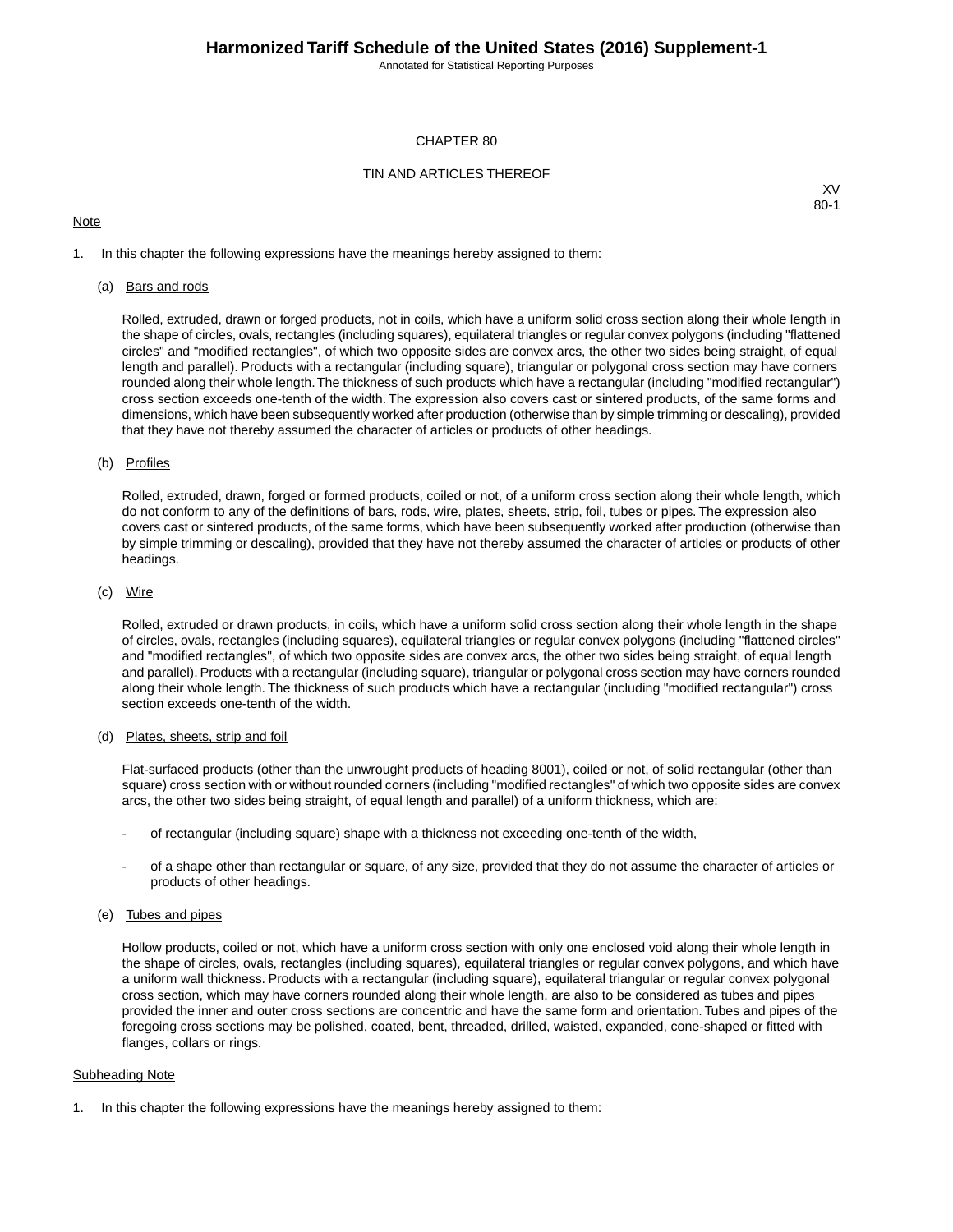# CHAPTER 80

## TIN AND ARTICLES THEREOF

XV
80-1

Note

1. In this chapter the following expressions have the meanings hereby assigned to them:

   (a) Bars and rods

   Rolled, extruded, drawn or forged products, not in coils, which have a uniform solid cross section along their whole length in the shape of circles, ovals, rectangles (including squares), equilateral triangles or regular convex polygons (including "flattened circles" and "modified rectangles", of which two opposite sides are convex arcs, the other two sides being straight, of equal length and parallel). Products with a rectangular (including square), triangular or polygonal cross section may have corners rounded along their whole length. The thickness of such products which have a rectangular (including "modified rectangular") cross section exceeds one-tenth of the width. The expression also covers cast or sintered products, of the same forms and dimensions, which have been subsequently worked after production (otherwise than by simple trimming or descaling), provided that they have not thereby assumed the character of articles or products of other headings.

   (b) Profiles

   Rolled, extruded, drawn, forged or formed products, coiled or not, of a uniform cross section along their whole length, which do not conform to any of the definitions of bars, rods, wire, plates, sheets, strip, foil, tubes or pipes. The expression also covers cast or sintered products, of the same forms, which have been subsequently worked after production (otherwise than by simple trimming or descaling), provided that they have not thereby assumed the character of articles or products of other headings.

   (c) Wire

   Rolled, extruded or drawn products, in coils, which have a uniform solid cross section along their whole length in the shape of circles, ovals, rectangles (including squares), equilateral triangles or regular convex polygons (including "flattened circles" and "modified rectangles", of which two opposite sides are convex arcs, the other two sides being straight, of equal length and parallel). Products with a rectangular (including square), triangular or polygonal cross section may have corners rounded along their whole length. The thickness of such products which have a rectangular (including "modified rectangular") cross section exceeds one-tenth of the width.

   (d) Plates, sheets, strip and foil

   Flat-surfaced products (other than the unwrought products of heading 8001), coiled or not, of solid rectangular (other than square) cross section with or without rounded corners (including "modified rectangles" of which two opposite sides are convex arcs, the other two sides being straight, of equal length and parallel) of a uniform thickness, which are:

   - of rectangular (including square) shape with a thickness not exceeding one-tenth of the width,
   - of a shape other than rectangular or square, of any size, provided that they do not assume the character of articles or products of other headings.

   (e) Tubes and pipes

   Hollow products, coiled or not, which have a uniform cross section with only one enclosed void along their whole length in the shape of circles, ovals, rectangles (including squares), equilateral triangles or regular convex polygons, and which have a uniform wall thickness. Products with a rectangular (including square), equilateral triangular or regular convex polygonal cross section, which may have corners rounded along their whole length, are also to be considered as tubes and pipes provided the inner and outer cross sections are concentric and have the same form and orientation. Tubes and pipes of the foregoing cross sections may be polished, coated, bent, threaded, drilled, waisted, expanded, cone-shaped or fitted with flanges, collars or rings.

Subheading Note

1. In this chapter the following expressions have the meanings hereby assigned to them: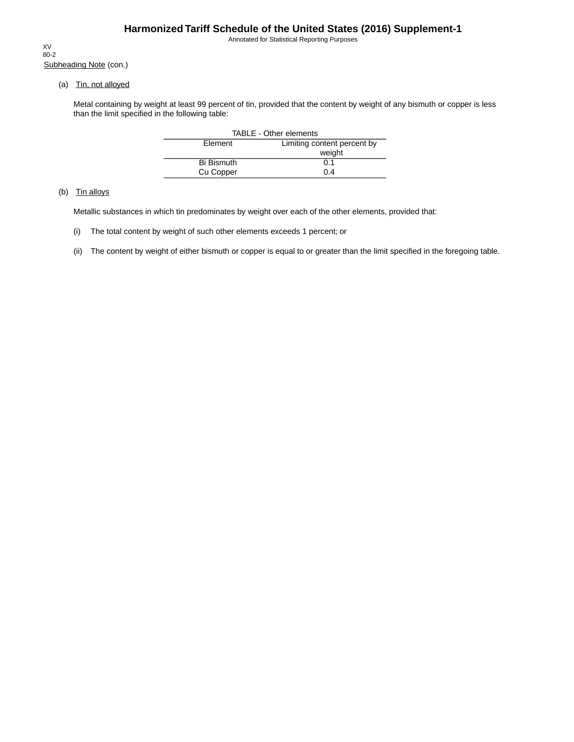Subheading Note (con.)

(a) Tin, not alloyed

Metal containing by weight at least 99 percent of tin, provided that the content by weight of any bismuth or copper is less than the limit specified in the following table:

TABLE - Other elements

| Element | Limiting content percent by weight |
|---|---|
| Bi Bismuth | 0.1 |
| Cu Copper | 0.4 |

(b) Tin alloys

Metallic substances in which tin predominates by weight over each of the other elements, provided that:

(i) The total content by weight of such other elements exceeds 1 percent; or

(ii) The content by weight of either bismuth or copper is equal to or greater than the limit specified in the foregoing table.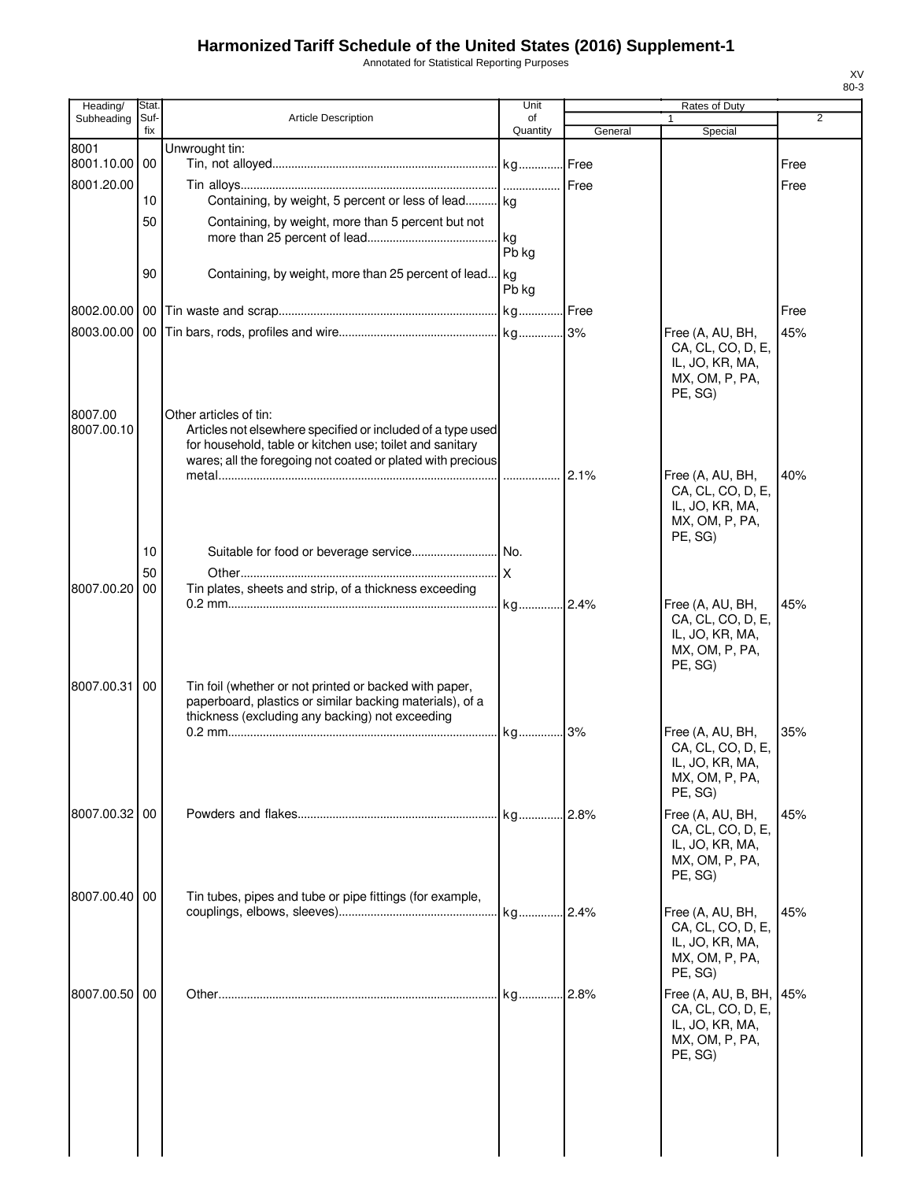# Harmonized Tariff Schedule of the United States (2016) Supplement-1

Annotated for Statistical Reporting Purposes

XV
80-3

| Heading/ Subheading | Stat. Suf- fix | Article Description | Unit of Quantity | Rates of Duty 1 General | Special | 2 |
|---|---|---|---|---|---|---|
| 8001 | | Unwrought tin: | | | | |
| 8001.10.00 | 00 | Tin, not alloyed | kg | Free | | Free |
| 8001.20.00 | | Tin alloys | | Free | | Free |
| | 10 | Containing, by weight, 5 percent or less of lead | kg | | | |
| | 50 | Containing, by weight, more than 5 percent but not more than 25 percent of lead | kg Pb kg | | | |
| | 90 | Containing, by weight, more than 25 percent of lead | kg Pb kg | | | |
| 8002.00.00 | 00 | Tin waste and scrap | kg | Free | | Free |
| 8003.00.00 | 00 | Tin bars, rods, profiles and wire | kg | 3% | Free (A, AU, BH, CA, CL, CO, D, E, IL, JO, KR, MA, MX, OM, P, PA, PE, SG) | 45% |
| 8007.00 | | Other articles of tin: | | | | |
| 8007.00.10 | | Articles not elsewhere specified or included of a type used for household, table or kitchen use; toilet and sanitary wares; all the foregoing not coated or plated with precious metal | | 2.1% | Free (A, AU, BH, CA, CL, CO, D, E, IL, JO, KR, MA, MX, OM, P, PA, PE, SG) | 40% |
| | 10 | Suitable for food or beverage service | No. | | | |
| | 50 | Other | X | | | |
| 8007.00.20 | 00 | Tin plates, sheets and strip, of a thickness exceeding 0.2 mm | kg | 2.4% | Free (A, AU, BH, CA, CL, CO, D, E, IL, JO, KR, MA, MX, OM, P, PA, PE, SG) | 45% |
| 8007.00.31 | 00 | Tin foil (whether or not printed or backed with paper, paperboard, plastics or similar backing materials), of a thickness (excluding any backing) not exceeding 0.2 mm | kg | 3% | Free (A, AU, BH, CA, CL, CO, D, E, IL, JO, KR, MA, MX, OM, P, PA, PE, SG) | 35% |
| 8007.00.32 | 00 | Powders and flakes | kg | 2.8% | Free (A, AU, BH, CA, CL, CO, D, E, IL, JO, KR, MA, MX, OM, P, PA, PE, SG) | 45% |
| 8007.00.40 | 00 | Tin tubes, pipes and tube or pipe fittings (for example, couplings, elbows, sleeves) | kg | 2.4% | Free (A, AU, BH, CA, CL, CO, D, E, IL, JO, KR, MA, MX, OM, P, PA, PE, SG) | 45% |
| 8007.00.50 | 00 | Other | kg | 2.8% | Free (A, AU, B, BH, CA, CL, CO, D, E, IL, JO, KR, MA, MX, OM, P, PA, PE, SG) | 45% |